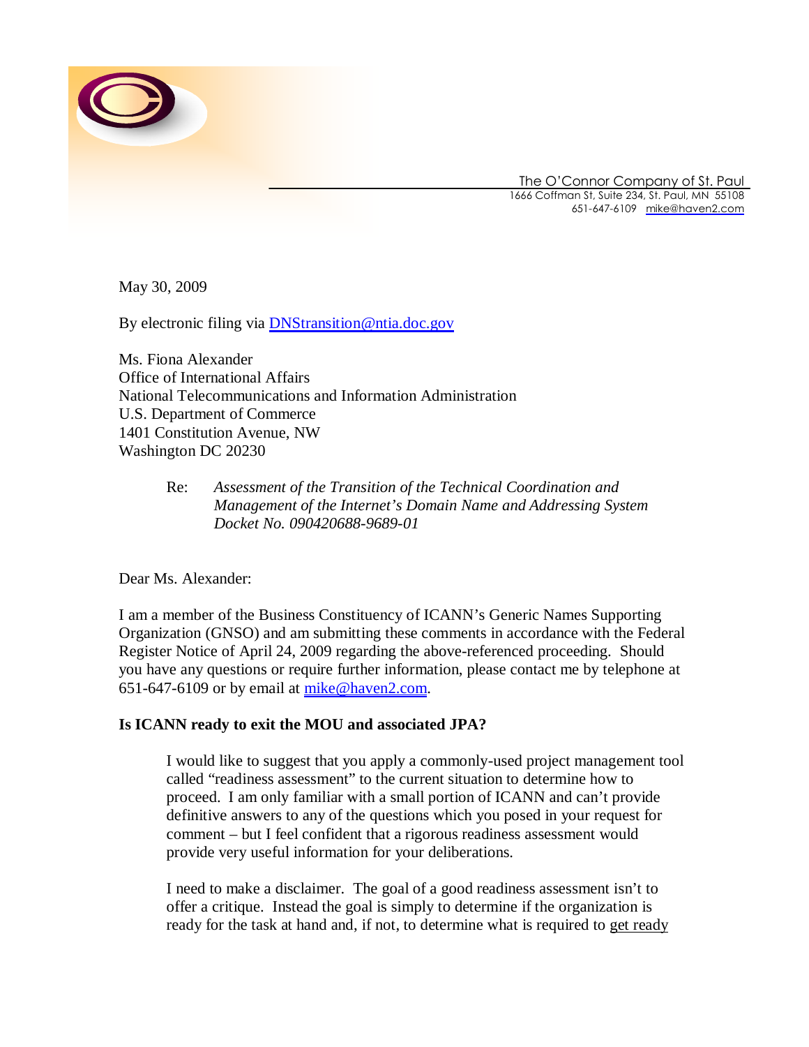The O'Connor Company of St. Paul
1666 Coffman St, Suite 234, St. Paul, MN 55108
651-647-6109 mike@haven2.com

May 30, 2009

By electronic filing via DNStransition@ntia.doc.gov

Ms. Fiona Alexander
Office of International Affairs
National Telecommunications and Information Administration
U.S. Department of Commerce
1401 Constitution Avenue, NW
Washington DC 20230

Re: *Assessment of the Transition of the Technical Coordination and Management of the Internet's Domain Name and Addressing System Docket No. 090420688-9689-01*

Dear Ms. Alexander:

I am a member of the Business Constituency of ICANN's Generic Names Supporting Organization (GNSO) and am submitting these comments in accordance with the Federal Register Notice of April 24, 2009 regarding the above-referenced proceeding. Should you have any questions or require further information, please contact me by telephone at 651-647-6109 or by email at mike@haven2.com.

**Is ICANN ready to exit the MOU and associated JPA?**

> I would like to suggest that you apply a commonly-used project management tool called "readiness assessment" to the current situation to determine how to proceed. I am only familiar with a small portion of ICANN and can't provide definitive answers to any of the questions which you posed in your request for comment – but I feel confident that a rigorous readiness assessment would provide very useful information for your deliberations.
>
> I need to make a disclaimer. The goal of a good readiness assessment isn't to offer a critique. Instead the goal is simply to determine if the organization is ready for the task at hand and, if not, to determine what is required to get ready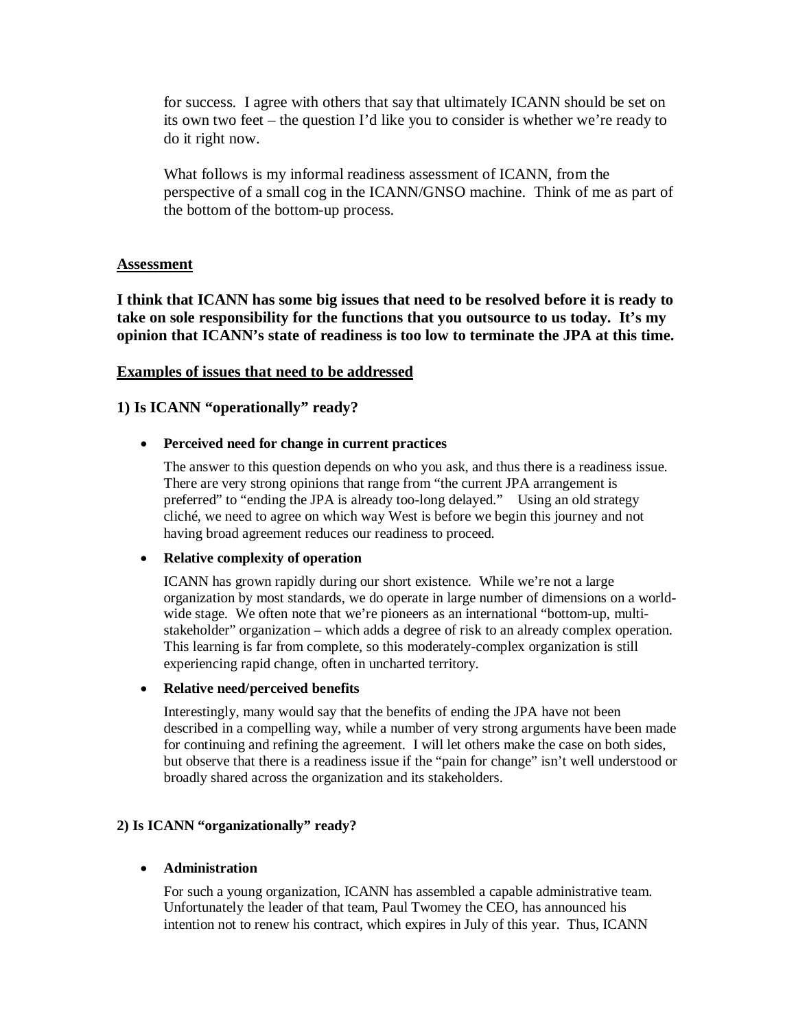for success. I agree with others that say that ultimately ICANN should be set on its own two feet – the question I'd like you to consider is whether we're ready to do it right now.

What follows is my informal readiness assessment of ICANN, from the perspective of a small cog in the ICANN/GNSO machine. Think of me as part of the bottom of the bottom-up process.

## Assessment

**I think that ICANN has some big issues that need to be resolved before it is ready to take on sole responsibility for the functions that you outsource to us today. It's my opinion that ICANN's state of readiness is too low to terminate the JPA at this time.**

## Examples of issues that need to be addressed

### 1) Is ICANN "operationally" ready?

- **Perceived need for change in current practices**

  The answer to this question depends on who you ask, and thus there is a readiness issue. There are very strong opinions that range from "the current JPA arrangement is preferred" to "ending the JPA is already too-long delayed." Using an old strategy cliché, we need to agree on which way West is before we begin this journey and not having broad agreement reduces our readiness to proceed.

- **Relative complexity of operation**

  ICANN has grown rapidly during our short existence. While we're not a large organization by most standards, we do operate in large number of dimensions on a world-wide stage. We often note that we're pioneers as an international "bottom-up, multi-stakeholder" organization – which adds a degree of risk to an already complex operation. This learning is far from complete, so this moderately-complex organization is still experiencing rapid change, often in uncharted territory.

- **Relative need/perceived benefits**

  Interestingly, many would say that the benefits of ending the JPA have not been described in a compelling way, while a number of very strong arguments have been made for continuing and refining the agreement. I will let others make the case on both sides, but observe that there is a readiness issue if the "pain for change" isn't well understood or broadly shared across the organization and its stakeholders.

### 2) Is ICANN "organizationally" ready?

- **Administration**

  For such a young organization, ICANN has assembled a capable administrative team. Unfortunately the leader of that team, Paul Twomey the CEO, has announced his intention not to renew his contract, which expires in July of this year. Thus, ICANN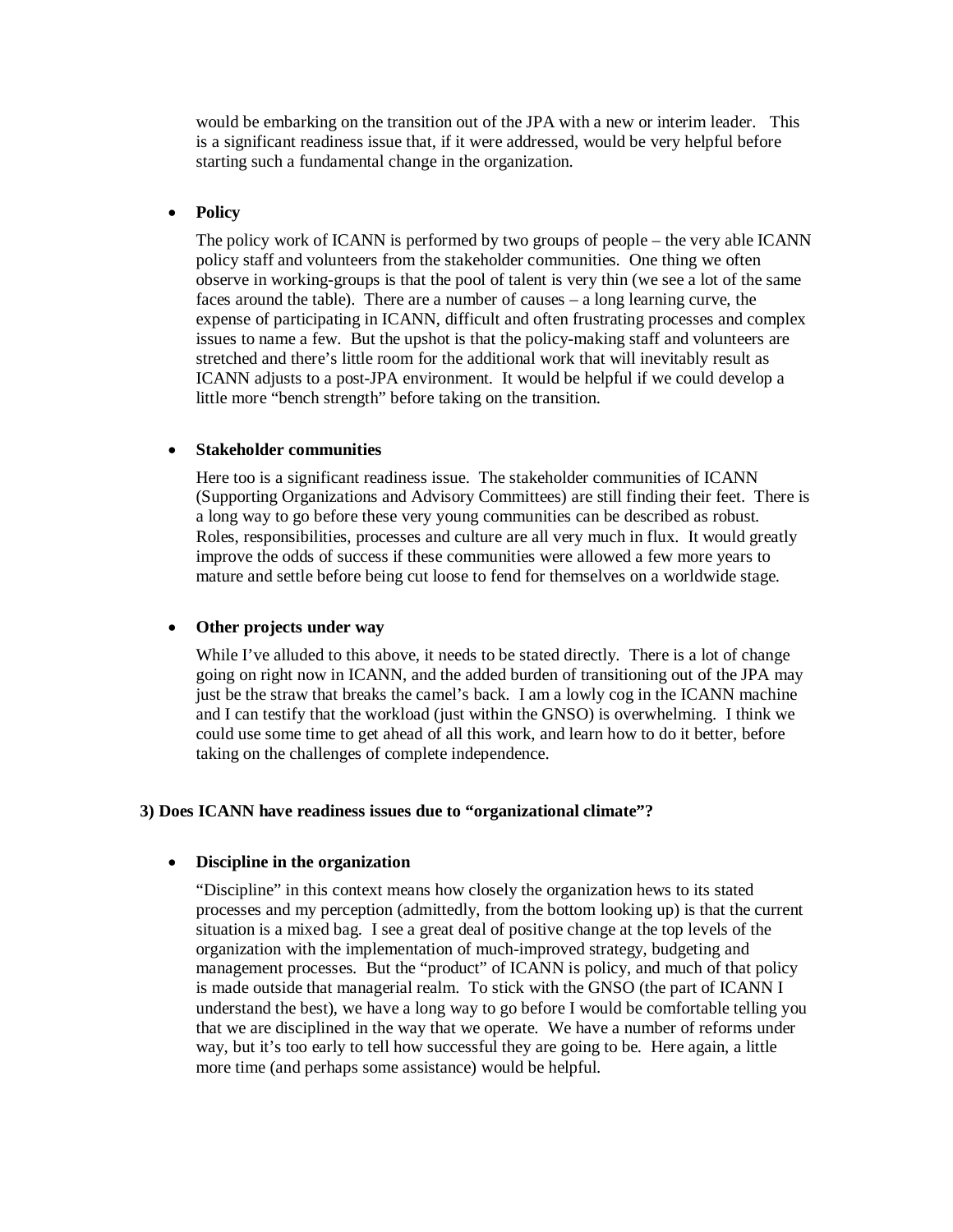would be embarking on the transition out of the JPA with a new or interim leader. This is a significant readiness issue that, if it were addressed, would be very helpful before starting such a fundamental change in the organization.

- **Policy**

  The policy work of ICANN is performed by two groups of people – the very able ICANN policy staff and volunteers from the stakeholder communities. One thing we often observe in working-groups is that the pool of talent is very thin (we see a lot of the same faces around the table). There are a number of causes – a long learning curve, the expense of participating in ICANN, difficult and often frustrating processes and complex issues to name a few. But the upshot is that the policy-making staff and volunteers are stretched and there's little room for the additional work that will inevitably result as ICANN adjusts to a post-JPA environment. It would be helpful if we could develop a little more "bench strength" before taking on the transition.

- **Stakeholder communities**

  Here too is a significant readiness issue. The stakeholder communities of ICANN (Supporting Organizations and Advisory Committees) are still finding their feet. There is a long way to go before these very young communities can be described as robust. Roles, responsibilities, processes and culture are all very much in flux. It would greatly improve the odds of success if these communities were allowed a few more years to mature and settle before being cut loose to fend for themselves on a worldwide stage.

- **Other projects under way**

  While I've alluded to this above, it needs to be stated directly. There is a lot of change going on right now in ICANN, and the added burden of transitioning out of the JPA may just be the straw that breaks the camel's back. I am a lowly cog in the ICANN machine and I can testify that the workload (just within the GNSO) is overwhelming. I think we could use some time to get ahead of all this work, and learn how to do it better, before taking on the challenges of complete independence.

**3) Does ICANN have readiness issues due to "organizational climate"?**

- **Discipline in the organization**

  "Discipline" in this context means how closely the organization hews to its stated processes and my perception (admittedly, from the bottom looking up) is that the current situation is a mixed bag. I see a great deal of positive change at the top levels of the organization with the implementation of much-improved strategy, budgeting and management processes. But the "product" of ICANN is policy, and much of that policy is made outside that managerial realm. To stick with the GNSO (the part of ICANN I understand the best), we have a long way to go before I would be comfortable telling you that we are disciplined in the way that we operate. We have a number of reforms under way, but it's too early to tell how successful they are going to be. Here again, a little more time (and perhaps some assistance) would be helpful.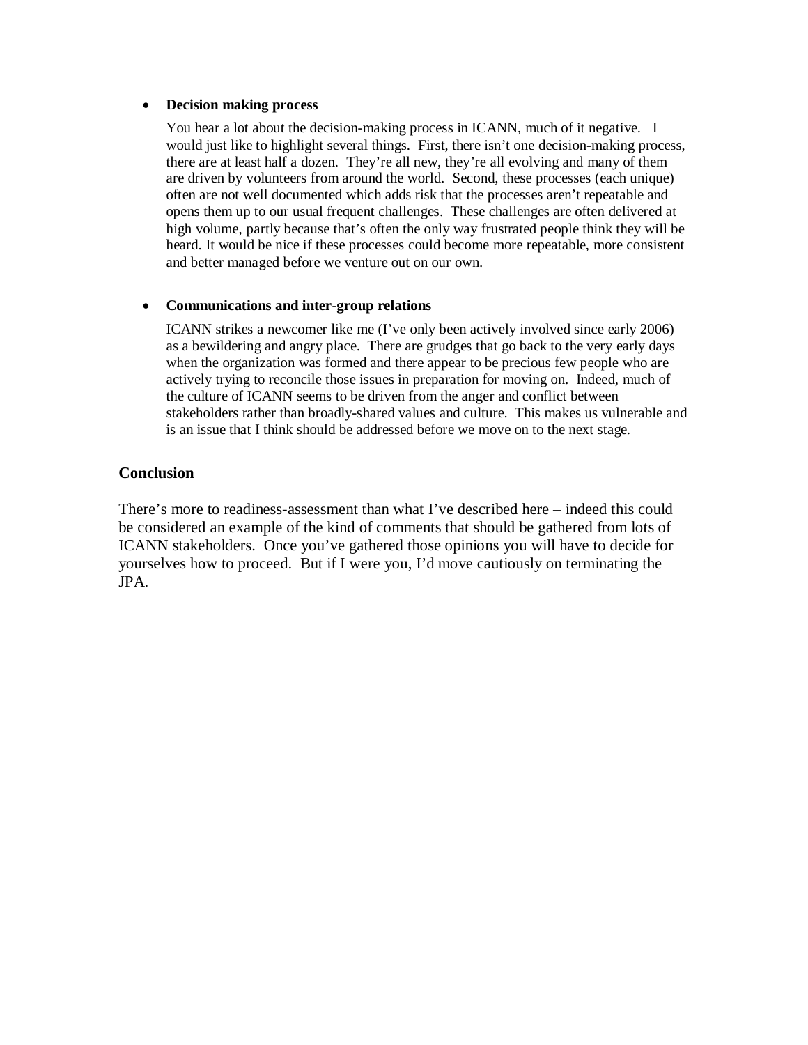- **Decision making process**

  You hear a lot about the decision-making process in ICANN, much of it negative. I would just like to highlight several things. First, there isn't one decision-making process, there are at least half a dozen. They're all new, they're all evolving and many of them are driven by volunteers from around the world. Second, these processes (each unique) often are not well documented which adds risk that the processes aren't repeatable and opens them up to our usual frequent challenges. These challenges are often delivered at high volume, partly because that's often the only way frustrated people think they will be heard. It would be nice if these processes could become more repeatable, more consistent and better managed before we venture out on our own.

- **Communications and inter-group relations**

  ICANN strikes a newcomer like me (I've only been actively involved since early 2006) as a bewildering and angry place. There are grudges that go back to the very early days when the organization was formed and there appear to be precious few people who are actively trying to reconcile those issues in preparation for moving on. Indeed, much of the culture of ICANN seems to be driven from the anger and conflict between stakeholders rather than broadly-shared values and culture. This makes us vulnerable and is an issue that I think should be addressed before we move on to the next stage.

## Conclusion

There's more to readiness-assessment than what I've described here – indeed this could be considered an example of the kind of comments that should be gathered from lots of ICANN stakeholders. Once you've gathered those opinions you will have to decide for yourselves how to proceed. But if I were you, I'd move cautiously on terminating the JPA.